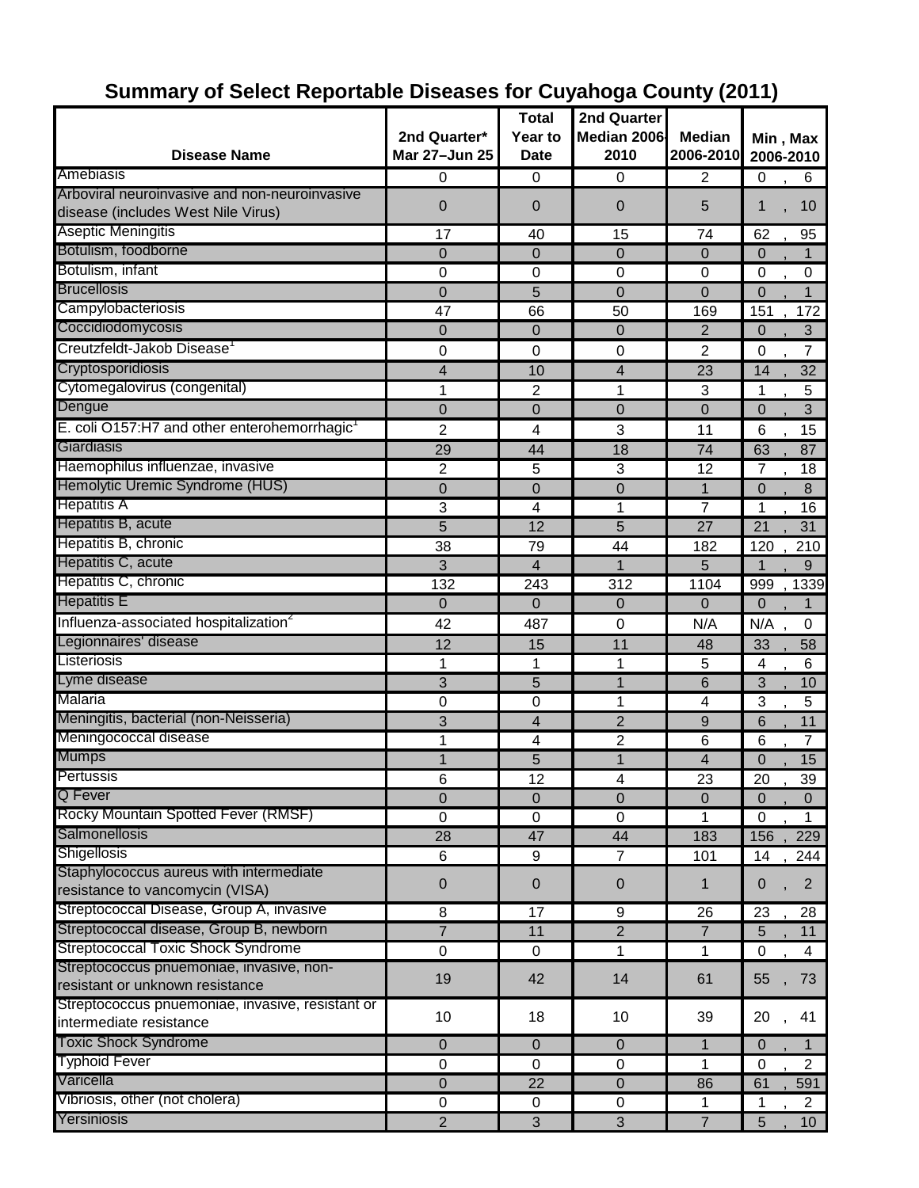# Summary of Select Reportable Diseases for Cuyahoga County (2011)

| Disease Name | 2nd Quarter* Mar 27–Jun 25 | Total Year to Date | 2nd Quarter Median 2006-2010 | Median 2006-2010 | Min , Max 2006-2010 |
|---|---|---|---|---|---|
| Amebiasis | 0 | 0 | 0 | 2 | 0 , 6 |
| Arboviral neuroinvasive and non-neuroinvasive disease (includes West Nile Virus) | 0 | 0 | 0 | 5 | 1 , 10 |
| Aseptic Meningitis | 17 | 40 | 15 | 74 | 62 , 95 |
| Botulism, foodborne | 0 | 0 | 0 | 0 | 0 , 1 |
| Botulism, infant | 0 | 0 | 0 | 0 | 0 , 0 |
| Brucellosis | 0 | 5 | 0 | 0 | 0 , 1 |
| Campylobacteriosis | 47 | 66 | 50 | 169 | 151 , 172 |
| Coccidiodomycosis | 0 | 0 | 0 | 2 | 0 , 3 |
| Creutzfeldt-Jakob Disease[1] | 0 | 0 | 0 | 2 | 0 , 7 |
| Cryptosporidiosis | 4 | 10 | 4 | 23 | 14 , 32 |
| Cytomegalovirus (congenital) | 1 | 2 | 1 | 3 | 1 , 5 |
| Dengue | 0 | 0 | 0 | 0 | 0 , 3 |
| E. coli O157:H7 and other enterohemorrhagic[1] | 2 | 4 | 3 | 11 | 6 , 15 |
| Giardiasis | 29 | 44 | 18 | 74 | 63 , 87 |
| Haemophilus influenzae, invasive | 2 | 5 | 3 | 12 | 7 , 18 |
| Hemolytic Uremic Syndrome (HUS) | 0 | 0 | 0 | 1 | 0 , 8 |
| Hepatitis A | 3 | 4 | 1 | 7 | 1 , 16 |
| Hepatitis B, acute | 5 | 12 | 5 | 27 | 21 , 31 |
| Hepatitis B, chronic | 38 | 79 | 44 | 182 | 120 , 210 |
| Hepatitis C, acute | 3 | 4 | 1 | 5 | 1 , 9 |
| Hepatitis C, chronic | 132 | 243 | 312 | 1104 | 999 , 1339 |
| Hepatitis E | 0 | 0 | 0 | 0 | 0 , 1 |
| Influenza-associated hospitalization[2] | 42 | 487 | 0 | N/A | N/A , 0 |
| Legionnaires' disease | 12 | 15 | 11 | 48 | 33 , 58 |
| Listeriosis | 1 | 1 | 1 | 5 | 4 , 6 |
| Lyme disease | 3 | 5 | 1 | 6 | 3 , 10 |
| Malaria | 0 | 0 | 1 | 4 | 3 , 5 |
| Meningitis, bacterial (non-Neisseria) | 3 | 4 | 2 | 9 | 6 , 11 |
| Meningococcal disease | 1 | 4 | 2 | 6 | 6 , 7 |
| Mumps | 1 | 5 | 1 | 4 | 0 , 15 |
| Pertussis | 6 | 12 | 4 | 23 | 20 , 39 |
| Q Fever | 0 | 0 | 0 | 0 | 0 , 0 |
| Rocky Mountain Spotted Fever (RMSF) | 0 | 0 | 0 | 1 | 0 , 1 |
| Salmonellosis | 28 | 47 | 44 | 183 | 156 , 229 |
| Shigellosis | 6 | 9 | 7 | 101 | 14 , 244 |
| Staphylococcus aureus with intermediate resistance to vancomycin (VISA) | 0 | 0 | 0 | 1 | 0 , 2 |
| Streptococcal Disease, Group A, invasive | 8 | 17 | 9 | 26 | 23 , 28 |
| Streptococcal disease, Group B, newborn | 7 | 11 | 2 | 7 | 5 , 11 |
| Streptococcal Toxic Shock Syndrome | 0 | 0 | 1 | 1 | 0 , 4 |
| Streptococcus pnuemoniae, invasive, non-resistant or unknown resistance | 19 | 42 | 14 | 61 | 55 , 73 |
| Streptococcus pnuemoniae, invasive, resistant or intermediate resistance | 10 | 18 | 10 | 39 | 20 , 41 |
| Toxic Shock Syndrome | 0 | 0 | 0 | 1 | 0 , 1 |
| Typhoid Fever | 0 | 0 | 0 | 1 | 0 , 2 |
| Varicella | 0 | 22 | 0 | 86 | 61 , 591 |
| Vibriosis, other (not cholera) | 0 | 0 | 0 | 1 | 1 , 2 |
| Yersiniosis | 2 | 3 | 3 | 7 | 5 , 10 |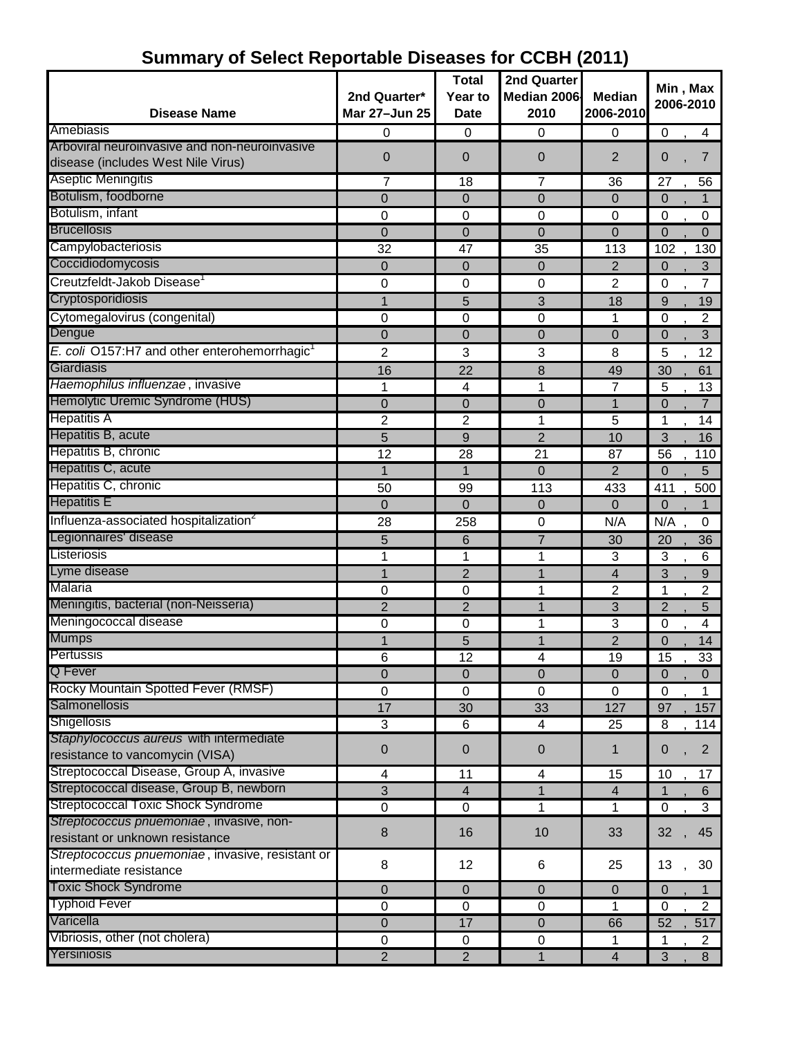# Summary of Select Reportable Diseases for CCBH (2011)

| Disease Name | 2nd Quarter* Mar 27–Jun 25 | Total Year to Date | 2nd Quarter Median 2006-2010 | Median 2006-2010 | Min , Max 2006-2010 |
|---|---|---|---|---|---|
| Amebiasis | 0 | 0 | 0 | 0 | 0 , 4 |
| Arboviral neuroinvasive and non-neuroinvasive disease (includes West Nile Virus) | 0 | 0 | 0 | 2 | 0 , 7 |
| Aseptic Meningitis | 7 | 18 | 7 | 36 | 27 , 56 |
| Botulism, foodborne | 0 | 0 | 0 | 0 | 0 , 1 |
| Botulism, infant | 0 | 0 | 0 | 0 | 0 , 0 |
| Brucellosis | 0 | 0 | 0 | 0 | 0 , 0 |
| Campylobacteriosis | 32 | 47 | 35 | 113 | 102 , 130 |
| Coccidiodomycosis | 0 | 0 | 0 | 2 | 0 , 3 |
| Creutzfeldt-Jakob Disease[1] | 0 | 0 | 0 | 2 | 0 , 7 |
| Cryptosporidiosis | 1 | 5 | 3 | 18 | 9 , 19 |
| Cytomegalovirus (congenital) | 0 | 0 | 0 | 1 | 0 , 2 |
| Dengue | 0 | 0 | 0 | 0 | 0 , 3 |
| *E. coli* O157:H7 and other enterohemorrhagic[1] | 2 | 3 | 3 | 8 | 5 , 12 |
| Giardiasis | 16 | 22 | 8 | 49 | 30 , 61 |
| *Haemophilus influenzae* , invasive | 1 | 4 | 1 | 7 | 5 , 13 |
| Hemolytic Uremic Syndrome (HUS) | 0 | 0 | 0 | 1 | 0 , 7 |
| Hepatitis A | 2 | 2 | 1 | 5 | 1 , 14 |
| Hepatitis B, acute | 5 | 9 | 2 | 10 | 3 , 16 |
| Hepatitis B, chronic | 12 | 28 | 21 | 87 | 56 , 110 |
| Hepatitis C, acute | 1 | 1 | 0 | 2 | 0 , 5 |
| Hepatitis C, chronic | 50 | 99 | 113 | 433 | 411 , 500 |
| Hepatitis E | 0 | 0 | 0 | 0 | 0 , 1 |
| Influenza-associated hospitalization[2] | 28 | 258 | 0 | N/A | N/A , 0 |
| Legionnaires' disease | 5 | 6 | 7 | 30 | 20 , 36 |
| Listeriosis | 1 | 1 | 1 | 3 | 3 , 6 |
| Lyme disease | 1 | 2 | 1 | 4 | 3 , 9 |
| Malaria | 0 | 0 | 1 | 2 | 1 , 2 |
| Meningitis, bacterial (non-Neisseria) | 2 | 2 | 1 | 3 | 2 , 5 |
| Meningococcal disease | 0 | 0 | 1 | 3 | 0 , 4 |
| Mumps | 1 | 5 | 1 | 2 | 0 , 14 |
| Pertussis | 6 | 12 | 4 | 19 | 15 , 33 |
| Q Fever | 0 | 0 | 0 | 0 | 0 , 0 |
| Rocky Mountain Spotted Fever (RMSF) | 0 | 0 | 0 | 0 | 0 , 1 |
| Salmonellosis | 17 | 30 | 33 | 127 | 97 , 157 |
| Shigellosis | 3 | 6 | 4 | 25 | 8 , 114 |
| *Staphylococcus aureus* with intermediate resistance to vancomycin (VISA) | 0 | 0 | 0 | 1 | 0 , 2 |
| Streptococcal Disease, Group A, invasive | 4 | 11 | 4 | 15 | 10 , 17 |
| Streptococcal disease, Group B, newborn | 3 | 4 | 1 | 4 | 1 , 6 |
| Streptococcal Toxic Shock Syndrome | 0 | 0 | 1 | 1 | 0 , 3 |
| *Streptococcus pnuemoniae* , invasive, non-resistant or unknown resistance | 8 | 16 | 10 | 33 | 32 , 45 |
| *Streptococcus pnuemoniae* , invasive, resistant or intermediate resistance | 8 | 12 | 6 | 25 | 13 , 30 |
| Toxic Shock Syndrome | 0 | 0 | 0 | 0 | 0 , 1 |
| Typhoid Fever | 0 | 0 | 0 | 1 | 0 , 2 |
| Varicella | 0 | 17 | 0 | 66 | 52 , 517 |
| Vibriosis, other (not cholera) | 0 | 0 | 0 | 1 | 1 , 2 |
| Yersiniosis | 2 | 2 | 1 | 4 | 3 , 8 |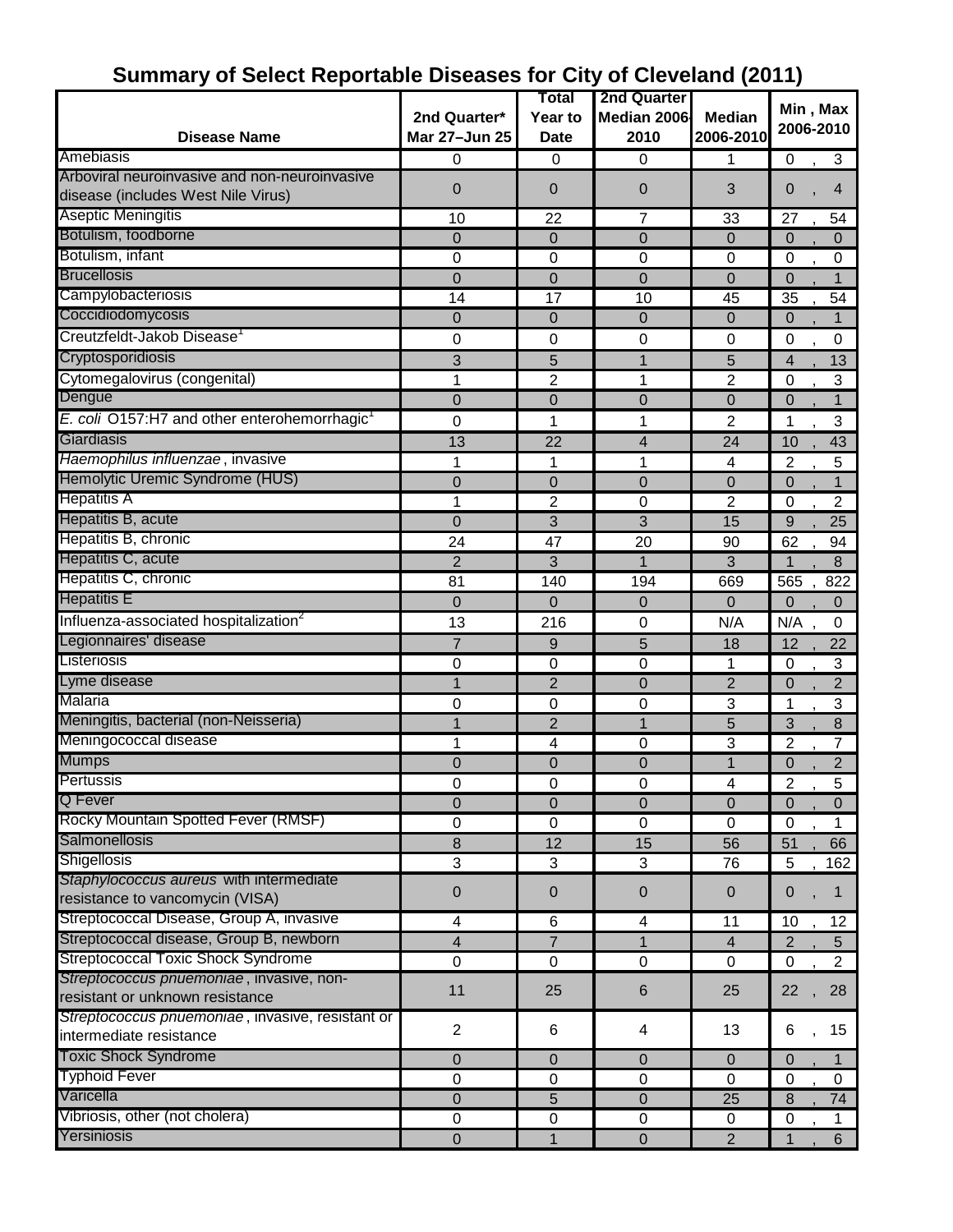# Summary of Select Reportable Diseases for City of Cleveland (2011)

| Disease Name | 2nd Quarter* Mar 27–Jun 25 | Total Year to Date | 2nd Quarter Median 2006-2010 | Median 2006-2010 | Min , Max 2006-2010 |
|---|---|---|---|---|---|
| Amebiasis | 0 | 0 | 0 | 1 | 0 , 3 |
| Arboviral neuroinvasive and non-neuroinvasive disease (includes West Nile Virus) | 0 | 0 | 0 | 3 | 0 , 4 |
| Aseptic Meningitis | 10 | 22 | 7 | 33 | 27 , 54 |
| Botulism, foodborne | 0 | 0 | 0 | 0 | 0 , 0 |
| Botulism, infant | 0 | 0 | 0 | 0 | 0 , 0 |
| Brucellosis | 0 | 0 | 0 | 0 | 0 , 1 |
| Campylobacteriosis | 14 | 17 | 10 | 45 | 35 , 54 |
| Coccidiodomycosis | 0 | 0 | 0 | 0 | 0 , 1 |
| Creutzfeldt-Jakob Disease[1] | 0 | 0 | 0 | 0 | 0 , 0 |
| Cryptosporidiosis | 3 | 5 | 1 | 5 | 4 , 13 |
| Cytomegalovirus (congenital) | 1 | 2 | 1 | 2 | 0 , 3 |
| Dengue | 0 | 0 | 0 | 0 | 0 , 1 |
| *E. coli* O157:H7 and other enterohemorrhagic[1] | 0 | 1 | 1 | 2 | 1 , 3 |
| Giardiasis | 13 | 22 | 4 | 24 | 10 , 43 |
| *Haemophilus influenzae*, invasive | 1 | 1 | 1 | 4 | 2 , 5 |
| Hemolytic Uremic Syndrome (HUS) | 0 | 0 | 0 | 0 | 0 , 1 |
| Hepatitis A | 1 | 2 | 0 | 2 | 0 , 2 |
| Hepatitis B, acute | 0 | 3 | 3 | 15 | 9 , 25 |
| Hepatitis B, chronic | 24 | 47 | 20 | 90 | 62 , 94 |
| Hepatitis C, acute | 2 | 3 | 1 | 3 | 1 , 8 |
| Hepatitis C, chronic | 81 | 140 | 194 | 669 | 565 , 822 |
| Hepatitis E | 0 | 0 | 0 | 0 | 0 , 0 |
| Influenza-associated hospitalization[2] | 13 | 216 | 0 | N/A | N/A , 0 |
| Legionnaires' disease | 7 | 9 | 5 | 18 | 12 , 22 |
| Listeriosis | 0 | 0 | 0 | 1 | 0 , 3 |
| Lyme disease | 1 | 2 | 0 | 2 | 0 , 2 |
| Malaria | 0 | 0 | 0 | 3 | 1 , 3 |
| Meningitis, bacterial (non-Neisseria) | 1 | 2 | 1 | 5 | 3 , 8 |
| Meningococcal disease | 1 | 4 | 0 | 3 | 2 , 7 |
| Mumps | 0 | 0 | 0 | 1 | 0 , 2 |
| Pertussis | 0 | 0 | 0 | 4 | 2 , 5 |
| Q Fever | 0 | 0 | 0 | 0 | 0 , 0 |
| Rocky Mountain Spotted Fever (RMSF) | 0 | 0 | 0 | 0 | 0 , 1 |
| Salmonellosis | 8 | 12 | 15 | 56 | 51 , 66 |
| Shigellosis | 3 | 3 | 3 | 76 | 5 , 162 |
| *Staphylococcus aureus* with intermediate resistance to vancomycin (VISA) | 0 | 0 | 0 | 0 | 0 , 1 |
| Streptococcal Disease, Group A, invasive | 4 | 6 | 4 | 11 | 10 , 12 |
| Streptococcal disease, Group B, newborn | 4 | 7 | 1 | 4 | 2 , 5 |
| Streptococcal Toxic Shock Syndrome | 0 | 0 | 0 | 0 | 0 , 2 |
| *Streptococcus pnuemoniae*, invasive, non-resistant or unknown resistance | 11 | 25 | 6 | 25 | 22 , 28 |
| *Streptococcus pnuemoniae*, invasive, resistant or intermediate resistance | 2 | 6 | 4 | 13 | 6 , 15 |
| Toxic Shock Syndrome | 0 | 0 | 0 | 0 | 0 , 1 |
| Typhoid Fever | 0 | 0 | 0 | 0 | 0 , 0 |
| Varicella | 0 | 5 | 0 | 25 | 8 , 74 |
| Vibriosis, other (not cholera) | 0 | 0 | 0 | 0 | 0 , 1 |
| Yersiniosis | 0 | 1 | 0 | 2 | 1 , 6 |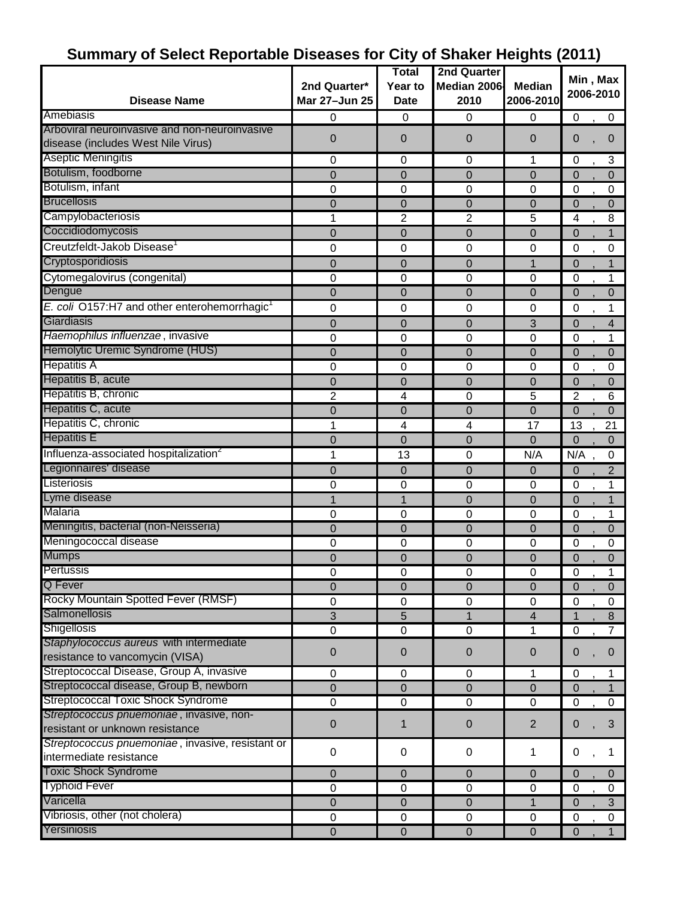# Summary of Select Reportable Diseases for City of Shaker Heights (2011)

| Disease Name | 2nd Quarter* Mar 27–Jun 25 | Total Year to Date | 2nd Quarter Median 2006-2010 | Median 2006-2010 | Min , Max 2006-2010 |
|---|---|---|---|---|---|
| Amebiasis | 0 | 0 | 0 | 0 | 0 , 0 |
| Arboviral neuroinvasive and non-neuroinvasive disease (includes West Nile Virus) | 0 | 0 | 0 | 0 | 0 , 0 |
| Aseptic Meningitis | 0 | 0 | 0 | 1 | 0 , 3 |
| Botulism, foodborne | 0 | 0 | 0 | 0 | 0 , 0 |
| Botulism, infant | 0 | 0 | 0 | 0 | 0 , 0 |
| Brucellosis | 0 | 0 | 0 | 0 | 0 , 0 |
| Campylobacteriosis | 1 | 2 | 2 | 5 | 4 , 8 |
| Coccidiodomycosis | 0 | 0 | 0 | 0 | 0 , 1 |
| Creutzfeldt-Jakob Disease[1] | 0 | 0 | 0 | 0 | 0 , 0 |
| Cryptosporidiosis | 0 | 0 | 0 | 1 | 0 , 1 |
| Cytomegalovirus (congenital) | 0 | 0 | 0 | 0 | 0 , 1 |
| Dengue | 0 | 0 | 0 | 0 | 0 , 0 |
| *E. coli* O157:H7 and other enterohemorrhagic[1] | 0 | 0 | 0 | 0 | 0 , 1 |
| Giardiasis | 0 | 0 | 0 | 3 | 0 , 4 |
| *Haemophilus influenzae*, invasive | 0 | 0 | 0 | 0 | 0 , 1 |
| Hemolytic Uremic Syndrome (HUS) | 0 | 0 | 0 | 0 | 0 , 0 |
| Hepatitis A | 0 | 0 | 0 | 0 | 0 , 0 |
| Hepatitis B, acute | 0 | 0 | 0 | 0 | 0 , 0 |
| Hepatitis B, chronic | 2 | 4 | 0 | 5 | 2 , 6 |
| Hepatitis C, acute | 0 | 0 | 0 | 0 | 0 , 0 |
| Hepatitis C, chronic | 1 | 4 | 4 | 17 | 13 , 21 |
| Hepatitis E | 0 | 0 | 0 | 0 | 0 , 0 |
| Influenza-associated hospitalization[2] | 1 | 13 | 0 | N/A | N/A , 0 |
| Legionnaires' disease | 0 | 0 | 0 | 0 | 0 , 2 |
| Listeriosis | 0 | 0 | 0 | 0 | 0 , 1 |
| Lyme disease | 1 | 1 | 0 | 0 | 0 , 1 |
| Malaria | 0 | 0 | 0 | 0 | 0 , 1 |
| Meningitis, bacterial (non-Neisseria) | 0 | 0 | 0 | 0 | 0 , 0 |
| Meningococcal disease | 0 | 0 | 0 | 0 | 0 , 0 |
| Mumps | 0 | 0 | 0 | 0 | 0 , 0 |
| Pertussis | 0 | 0 | 0 | 0 | 0 , 1 |
| Q Fever | 0 | 0 | 0 | 0 | 0 , 0 |
| Rocky Mountain Spotted Fever (RMSF) | 0 | 0 | 0 | 0 | 0 , 0 |
| Salmonellosis | 3 | 5 | 1 | 4 | 1 , 8 |
| Shigellosis | 0 | 0 | 0 | 1 | 0 , 7 |
| *Staphylococcus aureus* with intermediate resistance to vancomycin (VISA) | 0 | 0 | 0 | 0 | 0 , 0 |
| Streptococcal Disease, Group A, invasive | 0 | 0 | 0 | 1 | 0 , 1 |
| Streptococcal disease, Group B, newborn | 0 | 0 | 0 | 0 | 0 , 1 |
| Streptococcal Toxic Shock Syndrome | 0 | 0 | 0 | 0 | 0 , 0 |
| *Streptococcus pnuemoniae*, invasive, non-resistant or unknown resistance | 0 | 1 | 0 | 2 | 0 , 3 |
| *Streptococcus pnuemoniae*, invasive, resistant or intermediate resistance | 0 | 0 | 0 | 1 | 0 , 1 |
| Toxic Shock Syndrome | 0 | 0 | 0 | 0 | 0 , 0 |
| Typhoid Fever | 0 | 0 | 0 | 0 | 0 , 0 |
| Varicella | 0 | 0 | 0 | 1 | 0 , 3 |
| Vibriosis, other (not cholera) | 0 | 0 | 0 | 0 | 0 , 0 |
| Yersiniosis | 0 | 0 | 0 | 0 | 0 , 1 |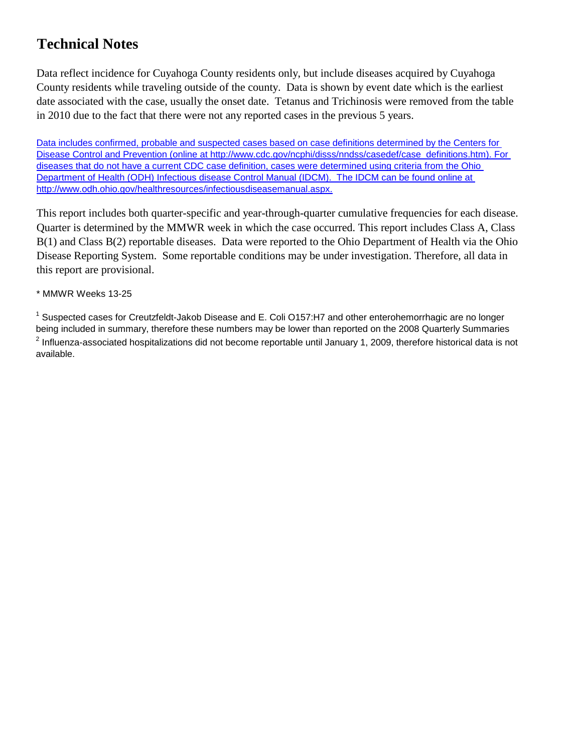# Technical Notes

Data reflect incidence for Cuyahoga County residents only, but include diseases acquired by Cuyahoga County residents while traveling outside of the county. Data is shown by event date which is the earliest date associated with the case, usually the onset date. Tetanus and Trichinosis were removed from the table in 2010 due to the fact that there were not any reported cases in the previous 5 years.

Data includes confirmed, probable and suspected cases based on case definitions determined by the Centers for Disease Control and Prevention (online at http://www.cdc.gov/ncphi/disss/nndss/casedef/case_definitions.htm). For diseases that do not have a current CDC case definition, cases were determined using criteria from the Ohio Department of Health (ODH) Infectious disease Control Manual (IDCM). The IDCM can be found online at http://www.odh.ohio.gov/healthresources/infectiousdiseasemanual.aspx.

This report includes both quarter-specific and year-through-quarter cumulative frequencies for each disease. Quarter is determined by the MMWR week in which the case occurred. This report includes Class A, Class B(1) and Class B(2) reportable diseases. Data were reported to the Ohio Department of Health via the Ohio Disease Reporting System. Some reportable conditions may be under investigation. Therefore, all data in this report are provisional.

* MMWR Weeks 13-25

[1] Suspected cases for Creutzfeldt-Jakob Disease and E. Coli O157:H7 and other enterohemorrhagic are no longer being included in summary, therefore these numbers may be lower than reported on the 2008 Quarterly Summaries

[2] Influenza-associated hospitalizations did not become reportable until January 1, 2009, therefore historical data is not available.